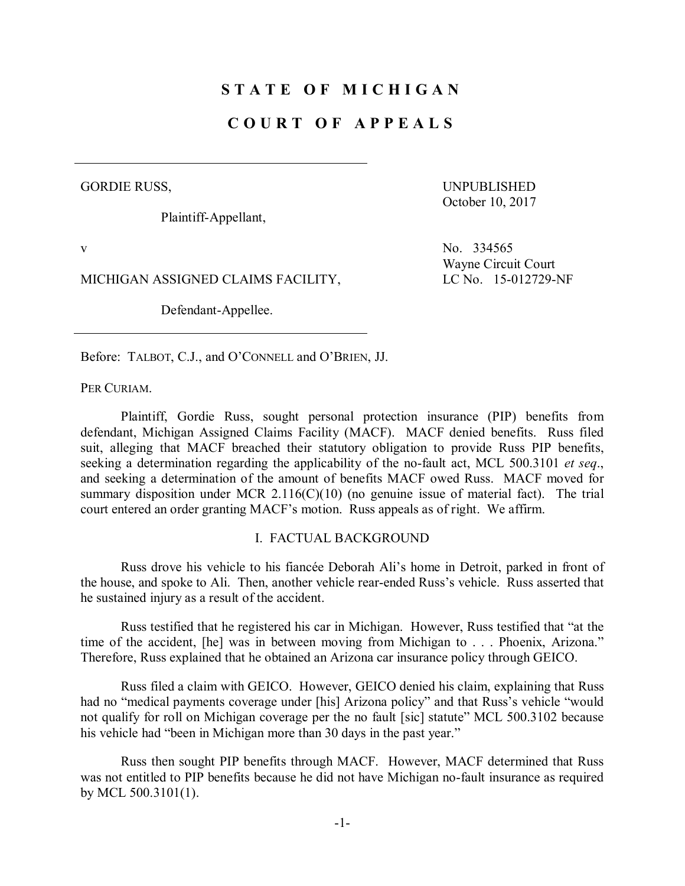# STATE OF MICHIGAN

# COURT OF APPEALS

GORDIE RUSS,

Plaintiff-Appellant,

v

MICHIGAN ASSIGNED CLAIMS FACILITY,

Defendant-Appellee.

UNPUBLISHED
October 10, 2017

No. 334565
Wayne Circuit Court
LC No. 15-012729-NF

Before: TALBOT, C.J., and O'CONNELL and O'BRIEN, JJ.

PER CURIAM.

Plaintiff, Gordie Russ, sought personal protection insurance (PIP) benefits from defendant, Michigan Assigned Claims Facility (MACF). MACF denied benefits. Russ filed suit, alleging that MACF breached their statutory obligation to provide Russ PIP benefits, seeking a determination regarding the applicability of the no-fault act, MCL 500.3101 *et seq*., and seeking a determination of the amount of benefits MACF owed Russ. MACF moved for summary disposition under MCR 2.116(C)(10) (no genuine issue of material fact). The trial court entered an order granting MACF's motion. Russ appeals as of right. We affirm.

## I. FACTUAL BACKGROUND

Russ drove his vehicle to his fiancée Deborah Ali's home in Detroit, parked in front of the house, and spoke to Ali. Then, another vehicle rear-ended Russ's vehicle. Russ asserted that he sustained injury as a result of the accident.

Russ testified that he registered his car in Michigan. However, Russ testified that "at the time of the accident, [he] was in between moving from Michigan to . . . Phoenix, Arizona." Therefore, Russ explained that he obtained an Arizona car insurance policy through GEICO.

Russ filed a claim with GEICO. However, GEICO denied his claim, explaining that Russ had no "medical payments coverage under [his] Arizona policy" and that Russ's vehicle "would not qualify for roll on Michigan coverage per the no fault [sic] statute" MCL 500.3102 because his vehicle had "been in Michigan more than 30 days in the past year."

Russ then sought PIP benefits through MACF. However, MACF determined that Russ was not entitled to PIP benefits because he did not have Michigan no-fault insurance as required by MCL 500.3101(1).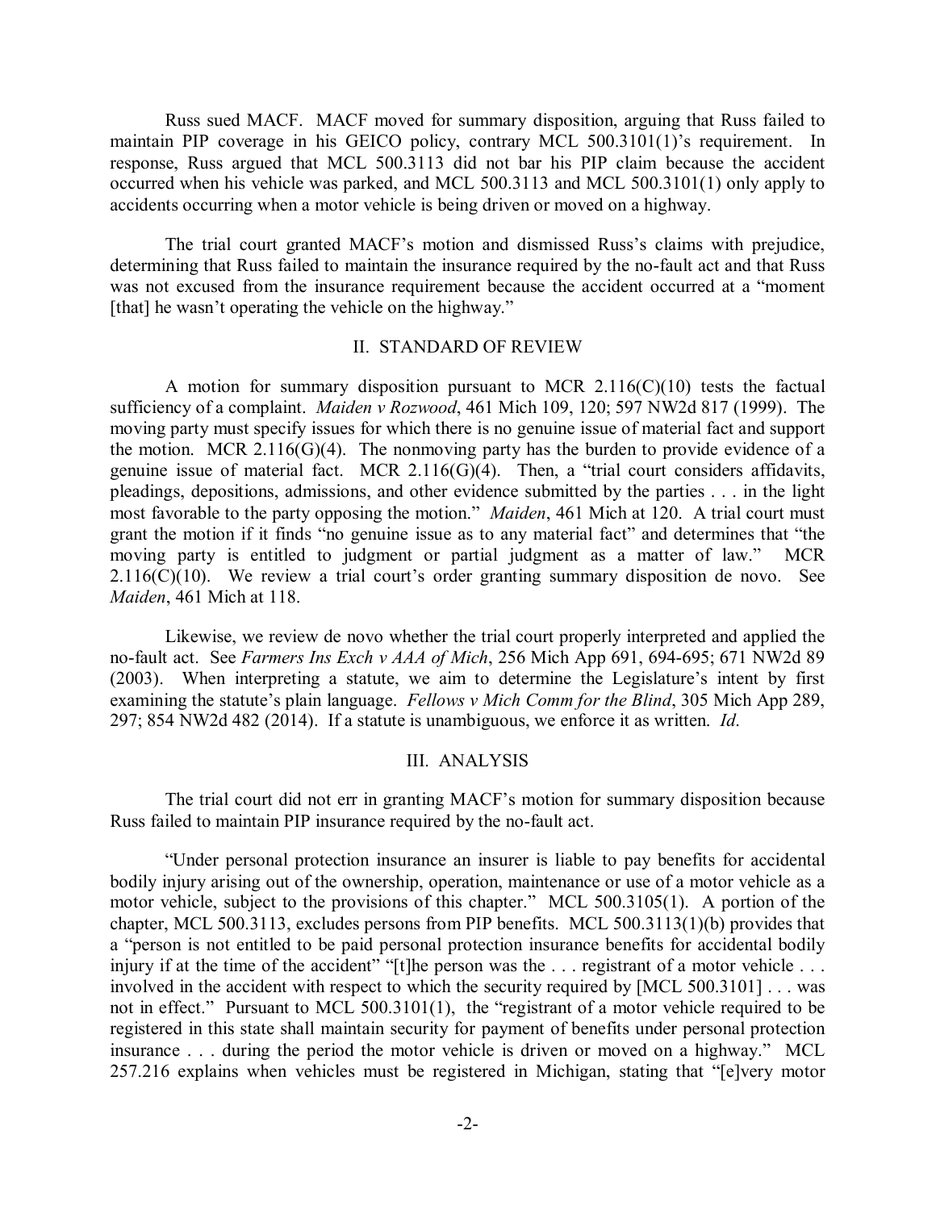Russ sued MACF. MACF moved for summary disposition, arguing that Russ failed to maintain PIP coverage in his GEICO policy, contrary MCL 500.3101(1)'s requirement. In response, Russ argued that MCL 500.3113 did not bar his PIP claim because the accident occurred when his vehicle was parked, and MCL 500.3113 and MCL 500.3101(1) only apply to accidents occurring when a motor vehicle is being driven or moved on a highway.

The trial court granted MACF's motion and dismissed Russ's claims with prejudice, determining that Russ failed to maintain the insurance required by the no-fault act and that Russ was not excused from the insurance requirement because the accident occurred at a "moment [that] he wasn't operating the vehicle on the highway."

## II. STANDARD OF REVIEW

A motion for summary disposition pursuant to MCR 2.116(C)(10) tests the factual sufficiency of a complaint. *Maiden v Rozwood*, 461 Mich 109, 120; 597 NW2d 817 (1999). The moving party must specify issues for which there is no genuine issue of material fact and support the motion. MCR 2.116(G)(4). The nonmoving party has the burden to provide evidence of a genuine issue of material fact. MCR 2.116(G)(4). Then, a "trial court considers affidavits, pleadings, depositions, admissions, and other evidence submitted by the parties . . . in the light most favorable to the party opposing the motion." *Maiden*, 461 Mich at 120. A trial court must grant the motion if it finds "no genuine issue as to any material fact" and determines that "the moving party is entitled to judgment or partial judgment as a matter of law." MCR 2.116(C)(10). We review a trial court's order granting summary disposition de novo. See *Maiden*, 461 Mich at 118.

Likewise, we review de novo whether the trial court properly interpreted and applied the no-fault act. See *Farmers Ins Exch v AAA of Mich*, 256 Mich App 691, 694-695; 671 NW2d 89 (2003). When interpreting a statute, we aim to determine the Legislature's intent by first examining the statute's plain language. *Fellows v Mich Comm for the Blind*, 305 Mich App 289, 297; 854 NW2d 482 (2014). If a statute is unambiguous, we enforce it as written. *Id*.

## III. ANALYSIS

The trial court did not err in granting MACF's motion for summary disposition because Russ failed to maintain PIP insurance required by the no-fault act.

"Under personal protection insurance an insurer is liable to pay benefits for accidental bodily injury arising out of the ownership, operation, maintenance or use of a motor vehicle as a motor vehicle, subject to the provisions of this chapter." MCL 500.3105(1). A portion of the chapter, MCL 500.3113, excludes persons from PIP benefits. MCL 500.3113(1)(b) provides that a "person is not entitled to be paid personal protection insurance benefits for accidental bodily injury if at the time of the accident" "[t]he person was the . . . registrant of a motor vehicle . . . involved in the accident with respect to which the security required by [MCL 500.3101] . . . was not in effect." Pursuant to MCL 500.3101(1), the "registrant of a motor vehicle required to be registered in this state shall maintain security for payment of benefits under personal protection insurance . . . during the period the motor vehicle is driven or moved on a highway." MCL 257.216 explains when vehicles must be registered in Michigan, stating that "[e]very motor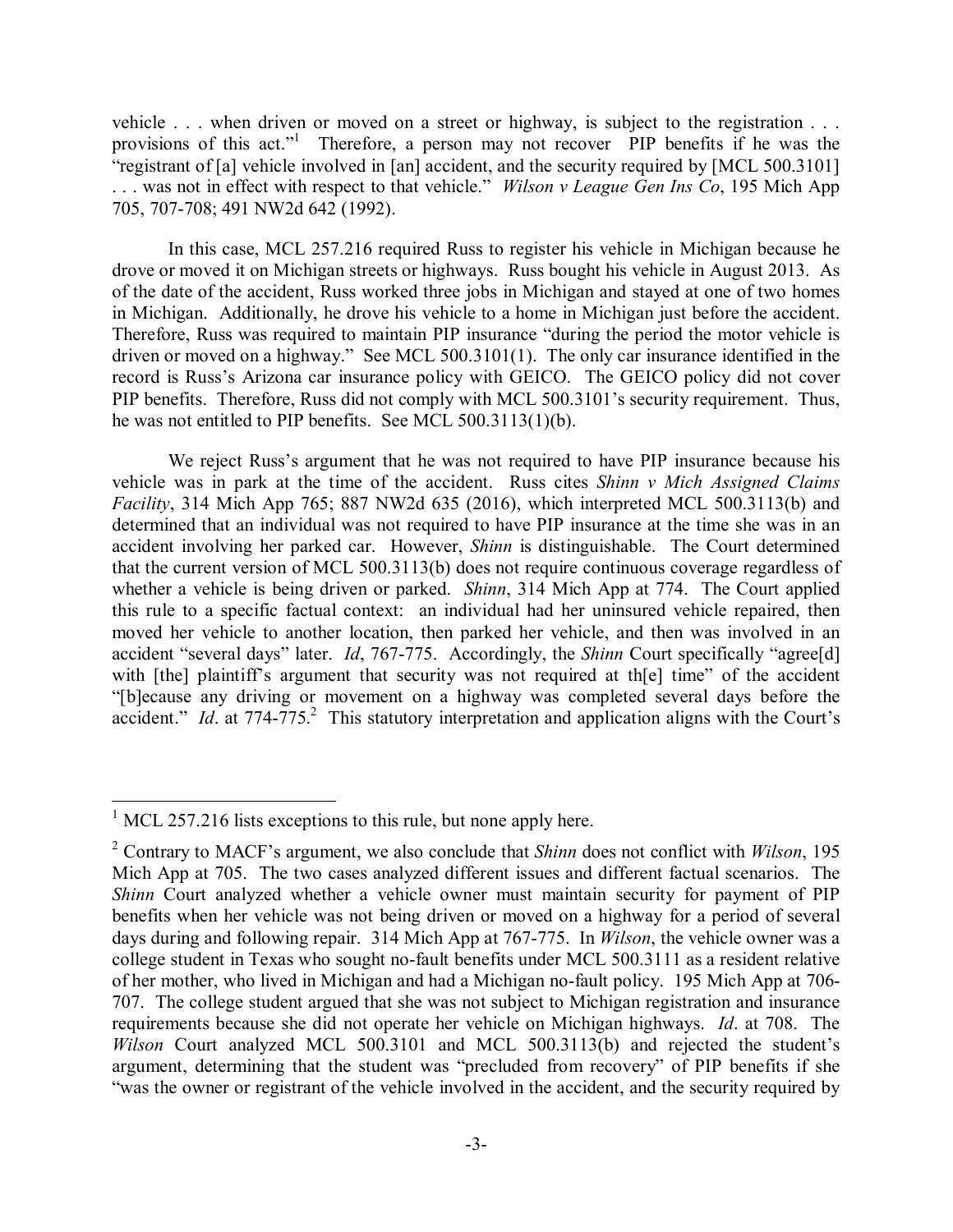vehicle . . . when driven or moved on a street or highway, is subject to the registration . . . provisions of this act."[1] Therefore, a person may not recover PIP benefits if he was the "registrant of [a] vehicle involved in [an] accident, and the security required by [MCL 500.3101] . . . was not in effect with respect to that vehicle." *Wilson v League Gen Ins Co*, 195 Mich App 705, 707-708; 491 NW2d 642 (1992).

In this case, MCL 257.216 required Russ to register his vehicle in Michigan because he drove or moved it on Michigan streets or highways. Russ bought his vehicle in August 2013. As of the date of the accident, Russ worked three jobs in Michigan and stayed at one of two homes in Michigan. Additionally, he drove his vehicle to a home in Michigan just before the accident. Therefore, Russ was required to maintain PIP insurance "during the period the motor vehicle is driven or moved on a highway." See MCL 500.3101(1). The only car insurance identified in the record is Russ's Arizona car insurance policy with GEICO. The GEICO policy did not cover PIP benefits. Therefore, Russ did not comply with MCL 500.3101's security requirement. Thus, he was not entitled to PIP benefits. See MCL 500.3113(1)(b).

We reject Russ's argument that he was not required to have PIP insurance because his vehicle was in park at the time of the accident. Russ cites *Shinn v Mich Assigned Claims Facility*, 314 Mich App 765; 887 NW2d 635 (2016), which interpreted MCL 500.3113(b) and determined that an individual was not required to have PIP insurance at the time she was in an accident involving her parked car. However, *Shinn* is distinguishable. The Court determined that the current version of MCL 500.3113(b) does not require continuous coverage regardless of whether a vehicle is being driven or parked. *Shinn*, 314 Mich App at 774. The Court applied this rule to a specific factual context: an individual had her uninsured vehicle repaired, then moved her vehicle to another location, then parked her vehicle, and then was involved in an accident "several days" later. *Id*, 767-775. Accordingly, the *Shinn* Court specifically "agree[d] with [the] plaintiff's argument that security was not required at th[e] time" of the accident "[b]ecause any driving or movement on a highway was completed several days before the accident." *Id*. at 774-775.[2] This statutory interpretation and application aligns with the Court's

---

[1] MCL 257.216 lists exceptions to this rule, but none apply here.

[2] Contrary to MACF's argument, we also conclude that *Shinn* does not conflict with *Wilson*, 195 Mich App at 705. The two cases analyzed different issues and different factual scenarios. The *Shinn* Court analyzed whether a vehicle owner must maintain security for payment of PIP benefits when her vehicle was not being driven or moved on a highway for a period of several days during and following repair. 314 Mich App at 767-775. In *Wilson*, the vehicle owner was a college student in Texas who sought no-fault benefits under MCL 500.3111 as a resident relative of her mother, who lived in Michigan and had a Michigan no-fault policy. 195 Mich App at 706-707. The college student argued that she was not subject to Michigan registration and insurance requirements because she did not operate her vehicle on Michigan highways. *Id*. at 708. The *Wilson* Court analyzed MCL 500.3101 and MCL 500.3113(b) and rejected the student's argument, determining that the student was "precluded from recovery" of PIP benefits if she "was the owner or registrant of the vehicle involved in the accident, and the security required by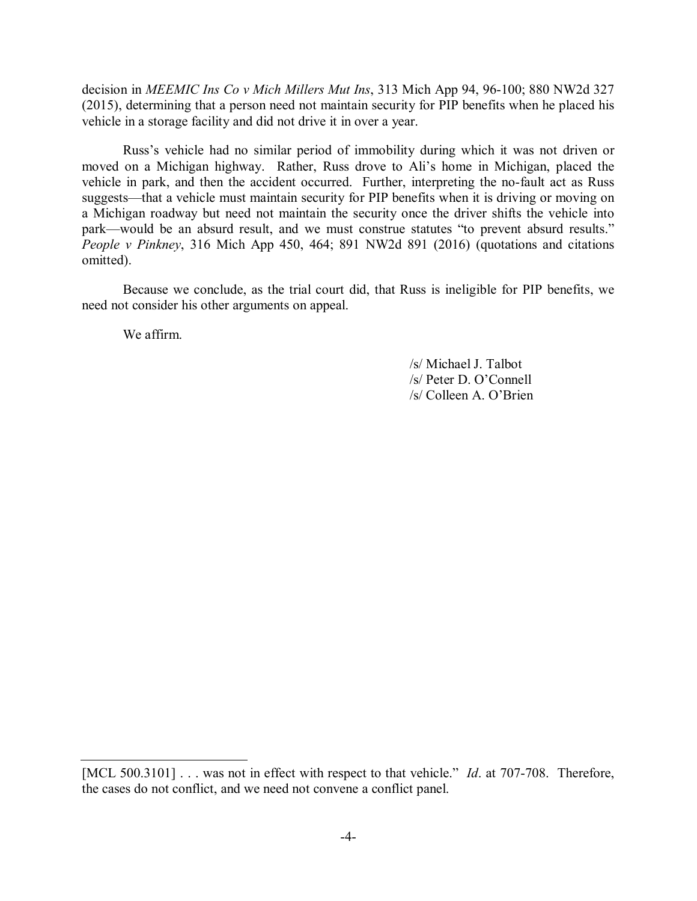decision in *MEEMIC Ins Co v Mich Millers Mut Ins*, 313 Mich App 94, 96-100; 880 NW2d 327 (2015), determining that a person need not maintain security for PIP benefits when he placed his vehicle in a storage facility and did not drive it in over a year.

Russ's vehicle had no similar period of immobility during which it was not driven or moved on a Michigan highway. Rather, Russ drove to Ali's home in Michigan, placed the vehicle in park, and then the accident occurred. Further, interpreting the no-fault act as Russ suggests—that a vehicle must maintain security for PIP benefits when it is driving or moving on a Michigan roadway but need not maintain the security once the driver shifts the vehicle into park—would be an absurd result, and we must construe statutes "to prevent absurd results." *People v Pinkney*, 316 Mich App 450, 464; 891 NW2d 891 (2016) (quotations and citations omitted).

Because we conclude, as the trial court did, that Russ is ineligible for PIP benefits, we need not consider his other arguments on appeal.

We affirm.

/s/ Michael J. Talbot
/s/ Peter D. O'Connell
/s/ Colleen A. O'Brien

---

[MCL 500.3101] . . . was not in effect with respect to that vehicle." *Id*. at 707-708. Therefore, the cases do not conflict, and we need not convene a conflict panel.